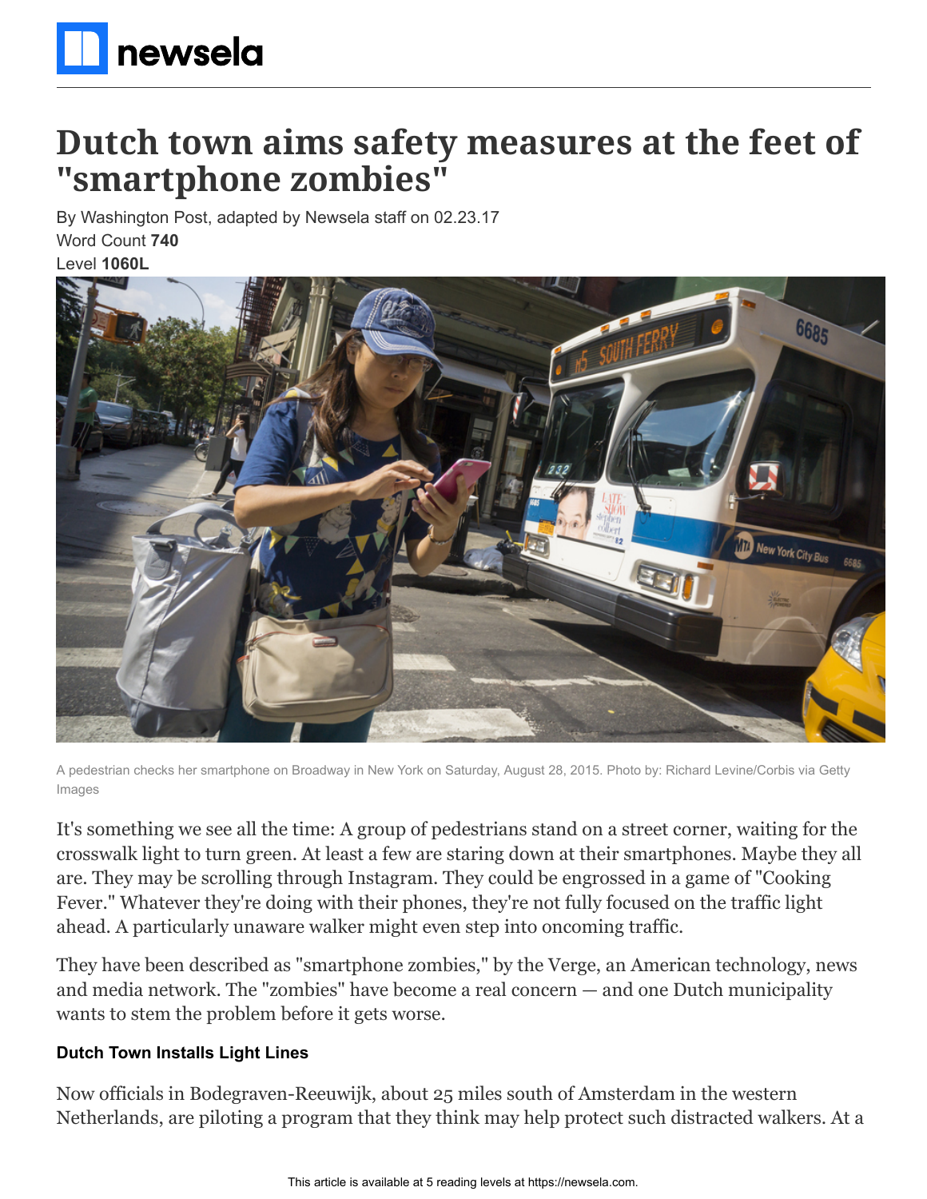# Dutch town aims safety measures at the feet of "smartphone zombies"

By Washington Post, adapted by Newsela staff on 02.23.17

Word Count **740**

Level **1060L**

A pedestrian checks her smartphone on Broadway in New York on Saturday, August 28, 2015. Photo by: Richard Levine/Corbis via Getty Images

It's something we see all the time: A group of pedestrians stand on a street corner, waiting for the crosswalk light to turn green. At least a few are staring down at their smartphones. Maybe they all are. They may be scrolling through Instagram. They could be engrossed in a game of "Cooking Fever." Whatever they're doing with their phones, they're not fully focused on the traffic light ahead. A particularly unaware walker might even step into oncoming traffic.

They have been described as "smartphone zombies," by the Verge, an American technology, news and media network. The "zombies" have become a real concern — and one Dutch municipality wants to stem the problem before it gets worse.

**Dutch Town Installs Light Lines**

Now officials in Bodegraven-Reeuwijk, about 25 miles south of Amsterdam in the western Netherlands, are piloting a program that they think may help protect such distracted walkers. At a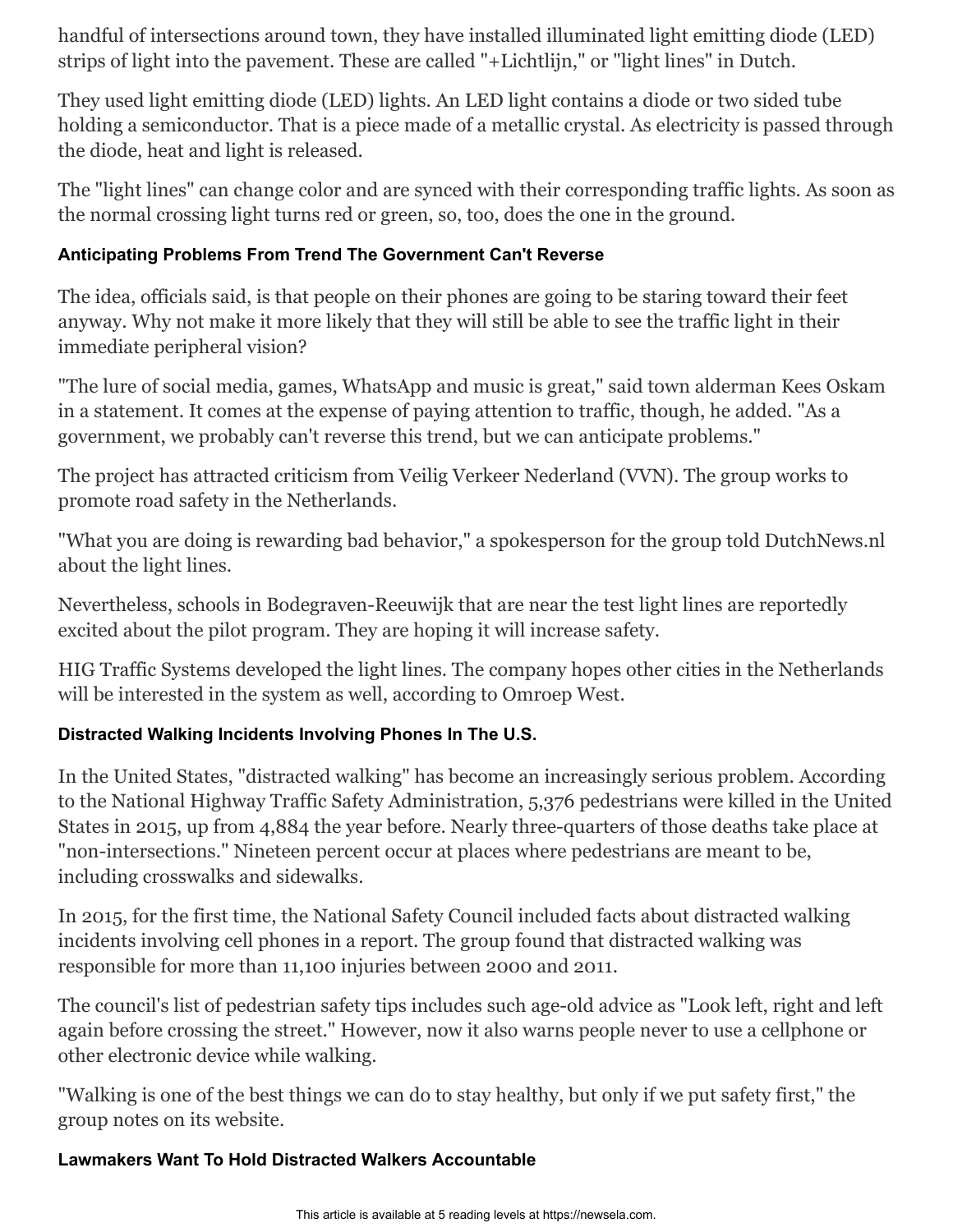handful of intersections around town, they have installed illuminated light emitting diode (LED) strips of light into the pavement. These are called "+Lichtlijn," or "light lines" in Dutch.

They used light emitting diode (LED) lights. An LED light contains a diode or two sided tube holding a semiconductor. That is a piece made of a metallic crystal. As electricity is passed through the diode, heat and light is released.

The "light lines" can change color and are synced with their corresponding traffic lights. As soon as the normal crossing light turns red or green, so, too, does the one in the ground.

#### Anticipating Problems From Trend The Government Can't Reverse

The idea, officials said, is that people on their phones are going to be staring toward their feet anyway. Why not make it more likely that they will still be able to see the traffic light in their immediate peripheral vision?

"The lure of social media, games, WhatsApp and music is great," said town alderman Kees Oskam in a statement. It comes at the expense of paying attention to traffic, though, he added. "As a government, we probably can't reverse this trend, but we can anticipate problems."

The project has attracted criticism from Veilig Verkeer Nederland (VVN). The group works to promote road safety in the Netherlands.

"What you are doing is rewarding bad behavior," a spokesperson for the group told DutchNews.nl about the light lines.

Nevertheless, schools in Bodegraven-Reeuwijk that are near the test light lines are reportedly excited about the pilot program. They are hoping it will increase safety.

HIG Traffic Systems developed the light lines. The company hopes other cities in the Netherlands will be interested in the system as well, according to Omroep West.

#### Distracted Walking Incidents Involving Phones In The U.S.

In the United States, "distracted walking" has become an increasingly serious problem. According to the National Highway Traffic Safety Administration, 5,376 pedestrians were killed in the United States in 2015, up from 4,884 the year before. Nearly three-quarters of those deaths take place at "non-intersections." Nineteen percent occur at places where pedestrians are meant to be, including crosswalks and sidewalks.

In 2015, for the first time, the National Safety Council included facts about distracted walking incidents involving cell phones in a report. The group found that distracted walking was responsible for more than 11,100 injuries between 2000 and 2011.

The council's list of pedestrian safety tips includes such age-old advice as "Look left, right and left again before crossing the street." However, now it also warns people never to use a cellphone or other electronic device while walking.

"Walking is one of the best things we can do to stay healthy, but only if we put safety first," the group notes on its website.

#### Lawmakers Want To Hold Distracted Walkers Accountable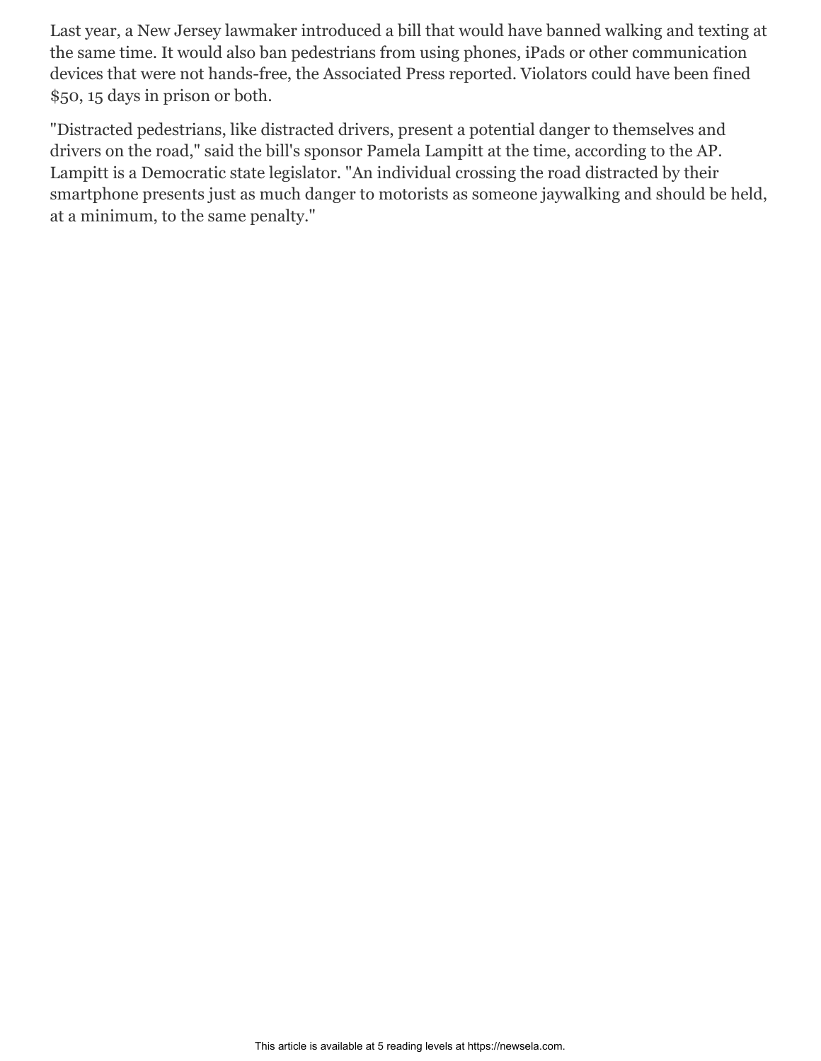Last year, a New Jersey lawmaker introduced a bill that would have banned walking and texting at the same time. It would also ban pedestrians from using phones, iPads or other communication devices that were not hands-free, the Associated Press reported. Violators could have been fined $50, 15 days in prison or both.

"Distracted pedestrians, like distracted drivers, present a potential danger to themselves and drivers on the road," said the bill's sponsor Pamela Lampitt at the time, according to the AP. Lampitt is a Democratic state legislator. "An individual crossing the road distracted by their smartphone presents just as much danger to motorists as someone jaywalking and should be held, at a minimum, to the same penalty."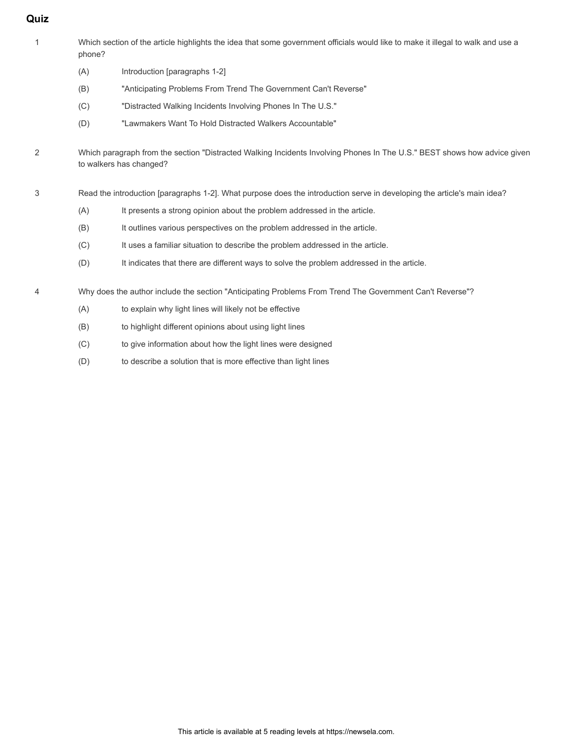## Quiz

1. Which section of the article highlights the idea that some government officials would like to make it illegal to walk and use a phone?

   (A) Introduction [paragraphs 1-2]

   (B) "Anticipating Problems From Trend The Government Can't Reverse"

   (C) "Distracted Walking Incidents Involving Phones In The U.S."

   (D) "Lawmakers Want To Hold Distracted Walkers Accountable"

2. Which paragraph from the section "Distracted Walking Incidents Involving Phones In The U.S." BEST shows how advice given to walkers has changed?

3. Read the introduction [paragraphs 1-2]. What purpose does the introduction serve in developing the article's main idea?

   (A) It presents a strong opinion about the problem addressed in the article.

   (B) It outlines various perspectives on the problem addressed in the article.

   (C) It uses a familiar situation to describe the problem addressed in the article.

   (D) It indicates that there are different ways to solve the problem addressed in the article.

4. Why does the author include the section "Anticipating Problems From Trend The Government Can't Reverse"?

   (A) to explain why light lines will likely not be effective

   (B) to highlight different opinions about using light lines

   (C) to give information about how the light lines were designed

   (D) to describe a solution that is more effective than light lines

This article is available at 5 reading levels at https://newsela.com.